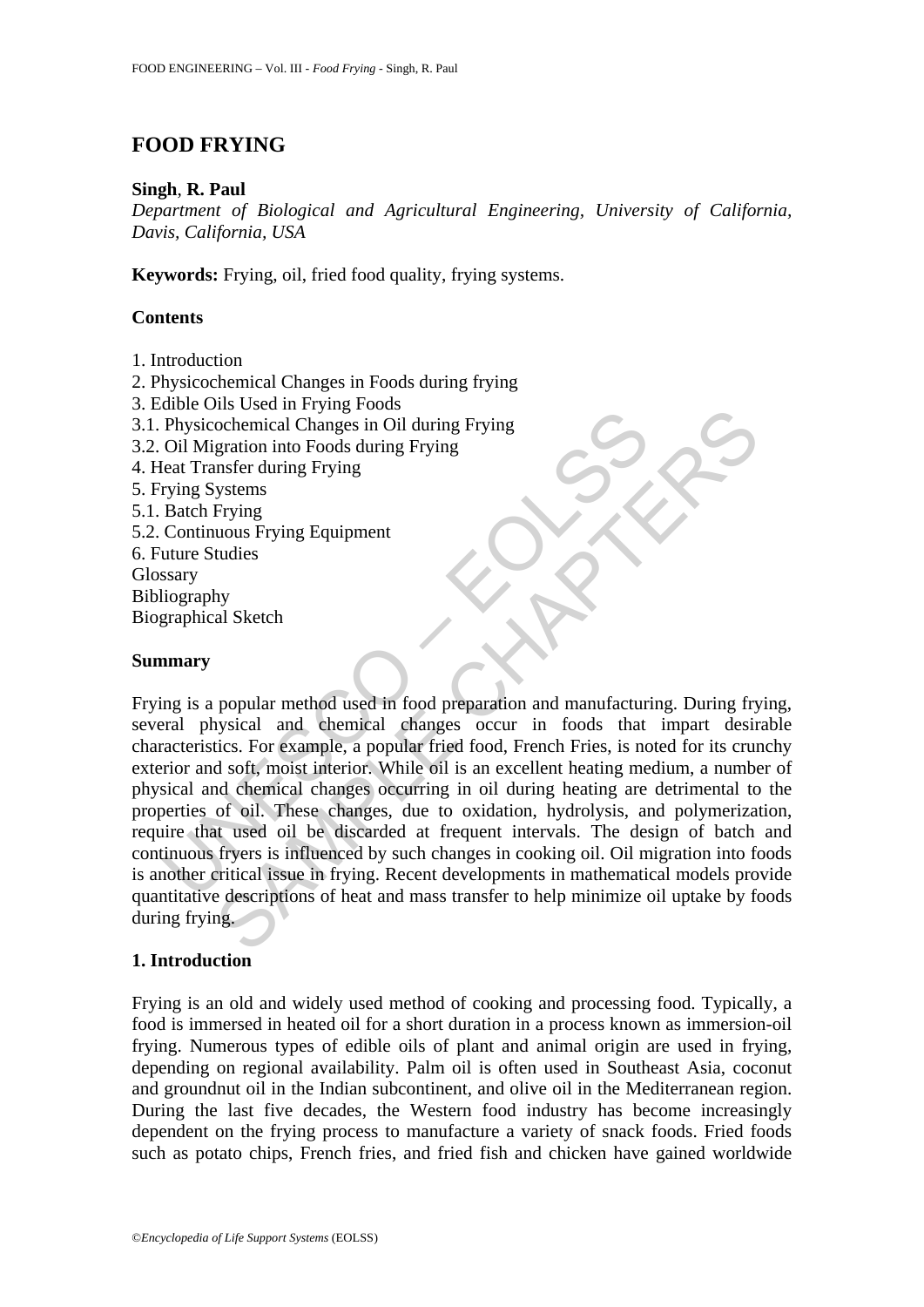# FOOD FRYING

**Singh**, **R. Paul**

*Department of Biological and Agricultural Engineering, University of California, Davis, California, USA*

**Keywords:** Frying, oil, fried food quality, frying systems.

## Contents

1. Introduction
2. Physicochemical Changes in Foods during frying
3. Edible Oils Used in Frying Foods
3.1. Physicochemical Changes in Oil during Frying
3.2. Oil Migration into Foods during Frying
4. Heat Transfer during Frying
5. Frying Systems
5.1. Batch Frying
5.2. Continuous Frying Equipment
6. Future Studies

Glossary
Bibliography
Biographical Sketch

## Summary

Frying is a popular method used in food preparation and manufacturing. During frying, several physical and chemical changes occur in foods that impart desirable characteristics. For example, a popular fried food, French Fries, is noted for its crunchy exterior and soft, moist interior. While oil is an excellent heating medium, a number of physical and chemical changes occurring in oil during heating are detrimental to the properties of oil. These changes, due to oxidation, hydrolysis, and polymerization, require that used oil be discarded at frequent intervals. The design of batch and continuous fryers is influenced by such changes in cooking oil. Oil migration into foods is another critical issue in frying. Recent developments in mathematical models provide quantitative descriptions of heat and mass transfer to help minimize oil uptake by foods during frying.

## 1. Introduction

Frying is an old and widely used method of cooking and processing food. Typically, a food is immersed in heated oil for a short duration in a process known as immersion-oil frying. Numerous types of edible oils of plant and animal origin are used in frying, depending on regional availability. Palm oil is often used in Southeast Asia, coconut and groundnut oil in the Indian subcontinent, and olive oil in the Mediterranean region. During the last five decades, the Western food industry has become increasingly dependent on the frying process to manufacture a variety of snack foods. Fried foods such as potato chips, French fries, and fried fish and chicken have gained worldwide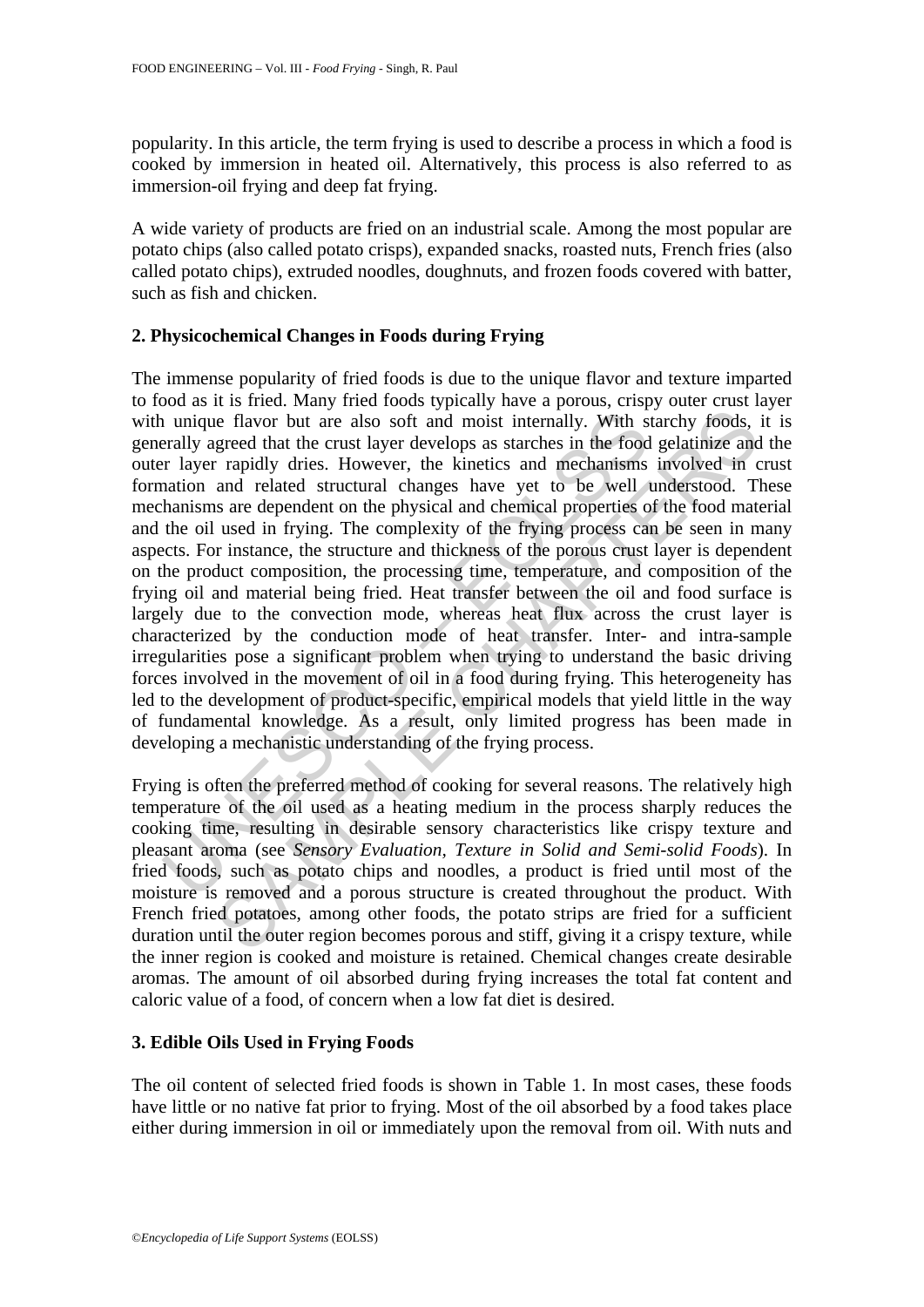popularity. In this article, the term frying is used to describe a process in which a food is cooked by immersion in heated oil. Alternatively, this process is also referred to as immersion-oil frying and deep fat frying.

A wide variety of products are fried on an industrial scale. Among the most popular are potato chips (also called potato crisps), expanded snacks, roasted nuts, French fries (also called potato chips), extruded noodles, doughnuts, and frozen foods covered with batter, such as fish and chicken.

## 2. Physicochemical Changes in Foods during Frying

The immense popularity of fried foods is due to the unique flavor and texture imparted to food as it is fried. Many fried foods typically have a porous, crispy outer crust layer with unique flavor but are also soft and moist internally. With starchy foods, it is generally agreed that the crust layer develops as starches in the food gelatinize and the outer layer rapidly dries. However, the kinetics and mechanisms involved in crust formation and related structural changes have yet to be well understood. These mechanisms are dependent on the physical and chemical properties of the food material and the oil used in frying. The complexity of the frying process can be seen in many aspects. For instance, the structure and thickness of the porous crust layer is dependent on the product composition, the processing time, temperature, and composition of the frying oil and material being fried. Heat transfer between the oil and food surface is largely due to the convection mode, whereas heat flux across the crust layer is characterized by the conduction mode of heat transfer. Inter- and intra-sample irregularities pose a significant problem when trying to understand the basic driving forces involved in the movement of oil in a food during frying. This heterogeneity has led to the development of product-specific, empirical models that yield little in the way of fundamental knowledge. As a result, only limited progress has been made in developing a mechanistic understanding of the frying process.

Frying is often the preferred method of cooking for several reasons. The relatively high temperature of the oil used as a heating medium in the process sharply reduces the cooking time, resulting in desirable sensory characteristics like crispy texture and pleasant aroma (see *Sensory Evaluation, Texture in Solid and Semi-solid Foods*). In fried foods, such as potato chips and noodles, a product is fried until most of the moisture is removed and a porous structure is created throughout the product. With French fried potatoes, among other foods, the potato strips are fried for a sufficient duration until the outer region becomes porous and stiff, giving it a crispy texture, while the inner region is cooked and moisture is retained. Chemical changes create desirable aromas. The amount of oil absorbed during frying increases the total fat content and caloric value of a food, of concern when a low fat diet is desired.

## 3. Edible Oils Used in Frying Foods

The oil content of selected fried foods is shown in Table 1. In most cases, these foods have little or no native fat prior to frying. Most of the oil absorbed by a food takes place either during immersion in oil or immediately upon the removal from oil. With nuts and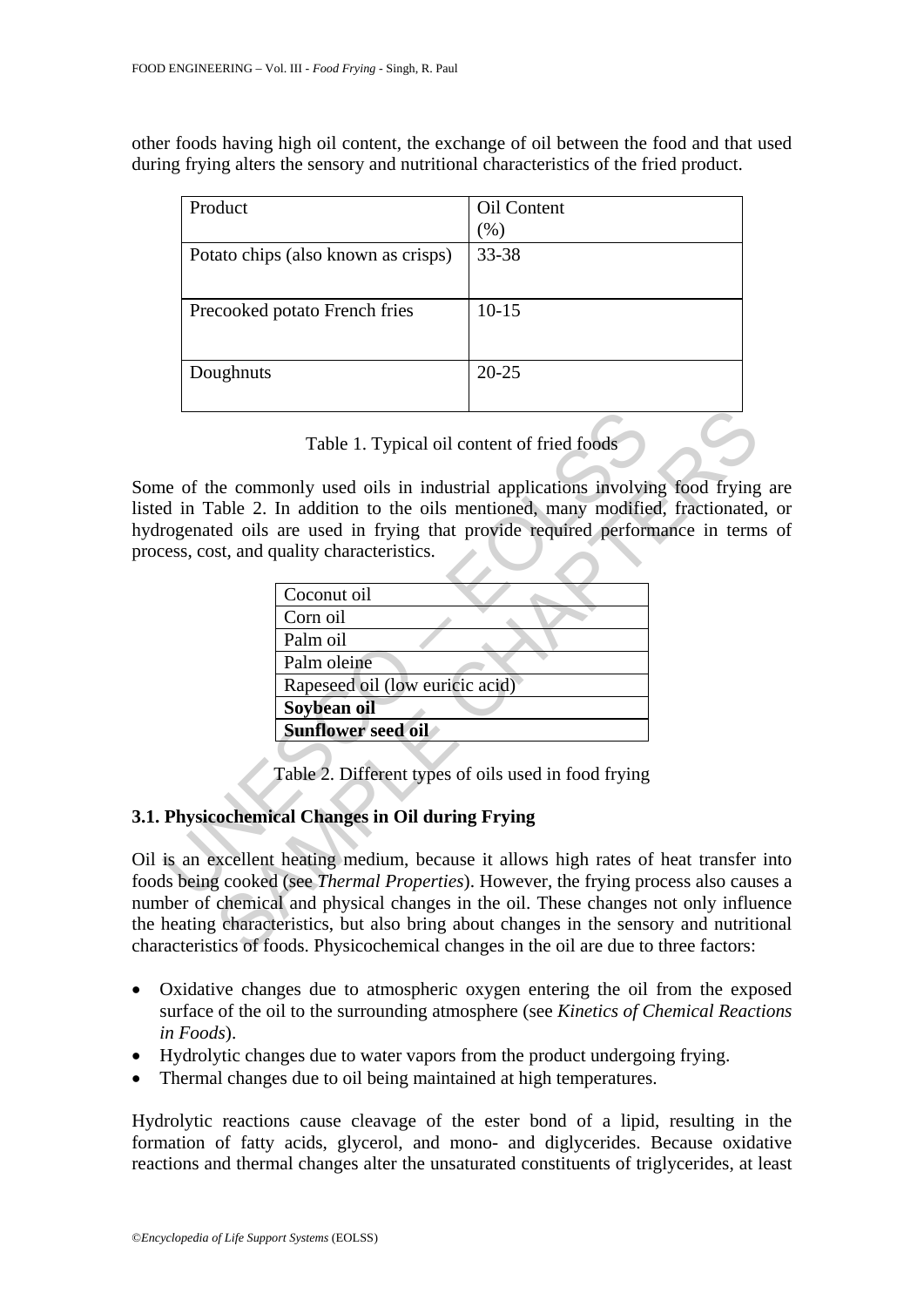other foods having high oil content, the exchange of oil between the food and that used during frying alters the sensory and nutritional characteristics of the fried product.

| Product | Oil Content (%) |
|---|---|
| Potato chips (also known as crisps) | 33-38 |
| Precooked potato French fries | 10-15 |
| Doughnuts | 20-25 |

Table 1. Typical oil content of fried foods

Some of the commonly used oils in industrial applications involving food frying are listed in Table 2. In addition to the oils mentioned, many modified, fractionated, or hydrogenated oils are used in frying that provide required performance in terms of process, cost, and quality characteristics.

| Coconut oil |
|---|
| Corn oil |
| Palm oil |
| Palm oleine |
| Rapeseed oil (low euricic acid) |
| **Soybean oil** |
| **Sunflower seed oil** |

Table 2. Different types of oils used in food frying

### 3.1. Physicochemical Changes in Oil during Frying

Oil is an excellent heating medium, because it allows high rates of heat transfer into foods being cooked (see *Thermal Properties*). However, the frying process also causes a number of chemical and physical changes in the oil. These changes not only influence the heating characteristics, but also bring about changes in the sensory and nutritional characteristics of foods. Physicochemical changes in the oil are due to three factors:

- Oxidative changes due to atmospheric oxygen entering the oil from the exposed surface of the oil to the surrounding atmosphere (see *Kinetics of Chemical Reactions in Foods*).
- Hydrolytic changes due to water vapors from the product undergoing frying.
- Thermal changes due to oil being maintained at high temperatures.

Hydrolytic reactions cause cleavage of the ester bond of a lipid, resulting in the formation of fatty acids, glycerol, and mono- and diglycerides. Because oxidative reactions and thermal changes alter the unsaturated constituents of triglycerides, at least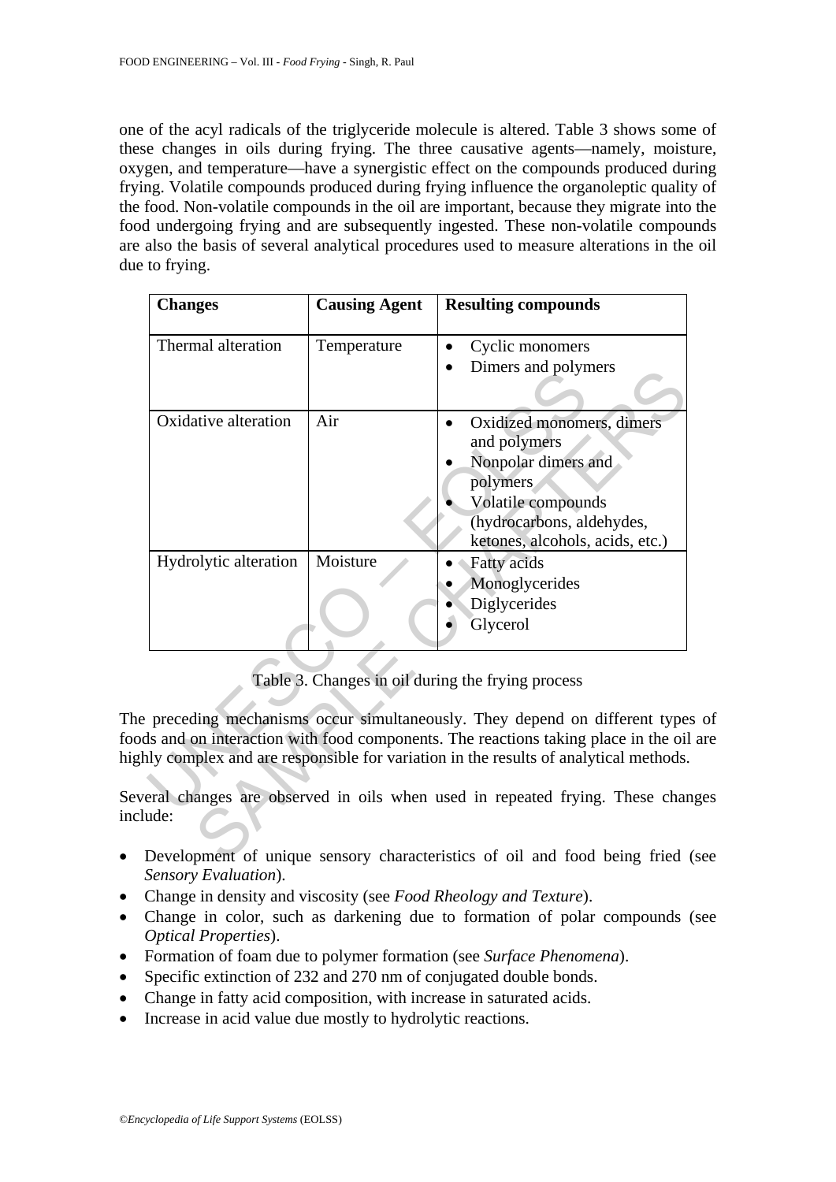one of the acyl radicals of the triglyceride molecule is altered. Table 3 shows some of these changes in oils during frying. The three causative agents—namely, moisture, oxygen, and temperature—have a synergistic effect on the compounds produced during frying. Volatile compounds produced during frying influence the organoleptic quality of the food. Non-volatile compounds in the oil are important, because they migrate into the food undergoing frying and are subsequently ingested. These non-volatile compounds are also the basis of several analytical procedures used to measure alterations in the oil due to frying.

| Changes | Causing Agent | Resulting compounds |
| --- | --- | --- |
| Thermal alteration | Temperature | • Cyclic monomers<br>• Dimers and polymers |
| Oxidative alteration | Air | • Oxidized monomers, dimers and polymers<br>• Nonpolar dimers and polymers<br>• Volatile compounds (hydrocarbons, aldehydes, ketones, alcohols, acids, etc.) |
| Hydrolytic alteration | Moisture | • Fatty acids<br>• Monoglycerides<br>• Diglycerides<br>• Glycerol |

Table 3. Changes in oil during the frying process

The preceding mechanisms occur simultaneously. They depend on different types of foods and on interaction with food components. The reactions taking place in the oil are highly complex and are responsible for variation in the results of analytical methods.

Several changes are observed in oils when used in repeated frying. These changes include:

- Development of unique sensory characteristics of oil and food being fried (see *Sensory Evaluation*).
- Change in density and viscosity (see *Food Rheology and Texture*).
- Change in color, such as darkening due to formation of polar compounds (see *Optical Properties*).
- Formation of foam due to polymer formation (see *Surface Phenomena*).
- Specific extinction of 232 and 270 nm of conjugated double bonds.
- Change in fatty acid composition, with increase in saturated acids.
- Increase in acid value due mostly to hydrolytic reactions.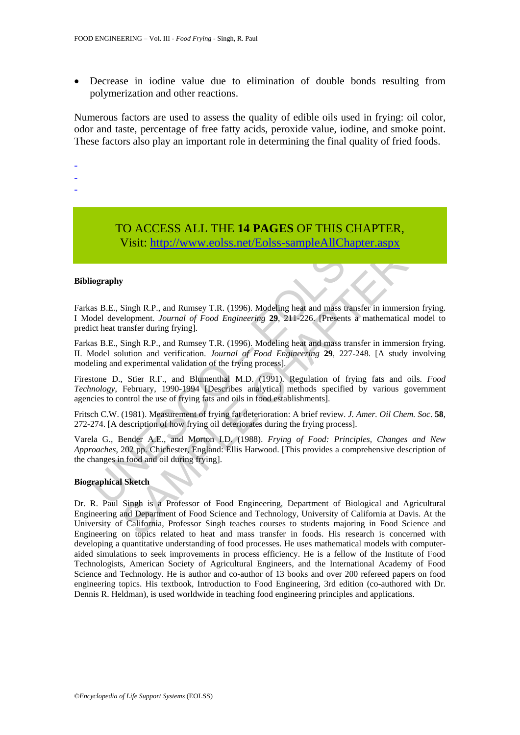- Decrease in iodine value due to elimination of double bonds resulting from polymerization and other reactions.

Numerous factors are used to assess the quality of edible oils used in frying: oil color, odor and taste, percentage of free fatty acids, peroxide value, iodine, and smoke point. These factors also play an important role in determining the final quality of fried foods.

-
-
-

TO ACCESS ALL THE **14 PAGES** OF THIS CHAPTER,
Visit: http://www.eolss.net/Eolss-sampleAllChapter.aspx

**Bibliography**

Farkas B.E., Singh R.P., and Rumsey T.R. (1996). Modeling heat and mass transfer in immersion frying. I Model development. *Journal of Food Engineering* **29**, 211-226. [Presents a mathematical model to predict heat transfer during frying].

Farkas B.E., Singh R.P., and Rumsey T.R. (1996). Modeling heat and mass transfer in immersion frying. II. Model solution and verification. *Journal of Food Engineering* **29**, 227-248. [A study involving modeling and experimental validation of the frying process].

Firestone D., Stier R.F., and Blumenthal M.D. (1991). Regulation of frying fats and oils. *Food Technology*, February, 1990-1994 [Describes analytical methods specified by various government agencies to control the use of frying fats and oils in food establishments].

Fritsch C.W. (1981). Measurement of frying fat deterioration: A brief review. *J. Amer. Oil Chem. Soc*. **58**, 272-274. [A description of how frying oil deteriorates during the frying process].

Varela G., Bender A.E., and Morton I.D. (1988). *Frying of Food: Principles, Changes and New Approaches*, 202 pp. Chichester, England: Ellis Harwood. [This provides a comprehensive description of the changes in food and oil during frying].

**Biographical Sketch**

Dr. R. Paul Singh is a Professor of Food Engineering, Department of Biological and Agricultural Engineering and Department of Food Science and Technology, University of California at Davis. At the University of California, Professor Singh teaches courses to students majoring in Food Science and Engineering on topics related to heat and mass transfer in foods. His research is concerned with developing a quantitative understanding of food processes. He uses mathematical models with computer-aided simulations to seek improvements in process efficiency. He is a fellow of the Institute of Food Technologists, American Society of Agricultural Engineers, and the International Academy of Food Science and Technology. He is author and co-author of 13 books and over 200 refereed papers on food engineering topics. His textbook, Introduction to Food Engineering, 3rd edition (co-authored with Dr. Dennis R. Heldman), is used worldwide in teaching food engineering principles and applications.